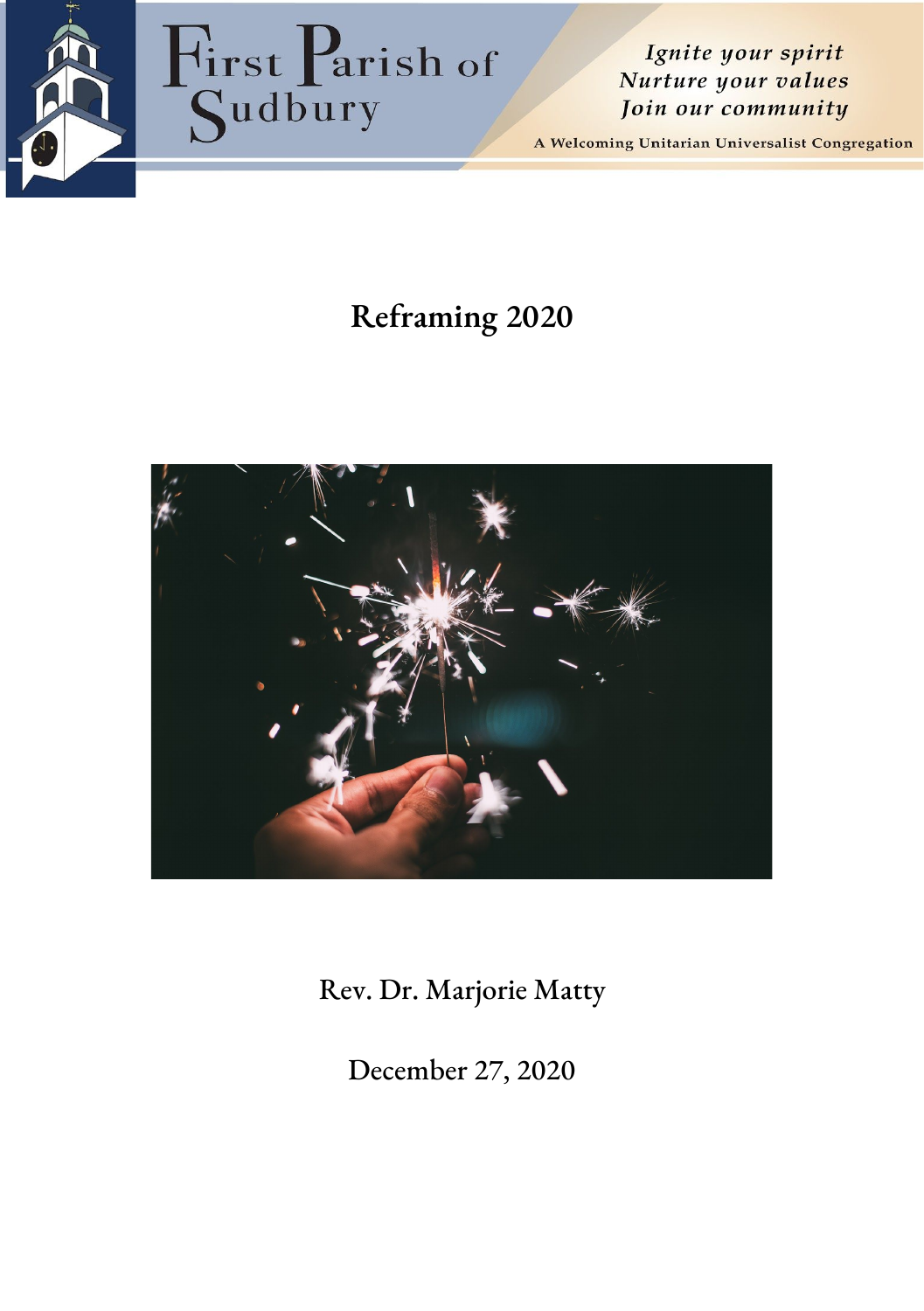First Parish of Sudbury

*Ignite your spirit*
*Nurture your values*
*Join our community*

A Welcoming Unitarian Universalist Congregation

# Reframing 2020

Rev. Dr. Marjorie Matty

December 27, 2020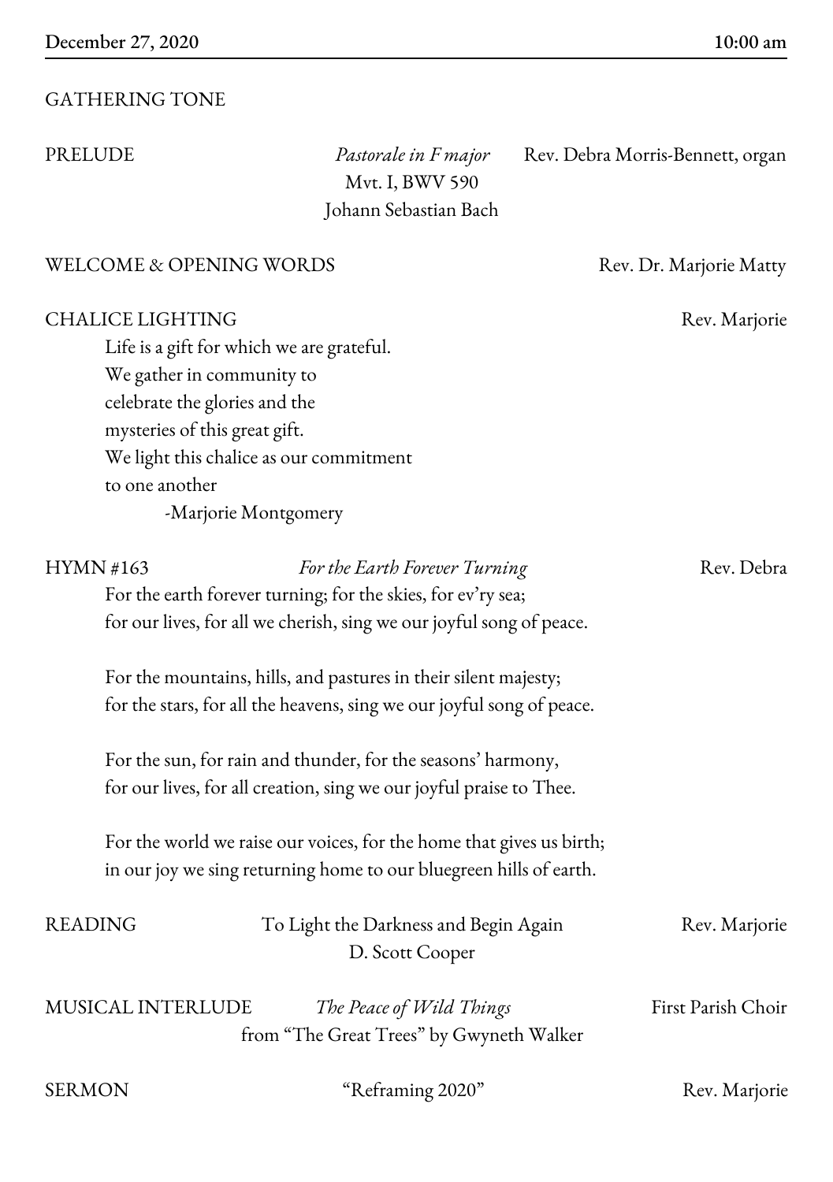**December 27, 2020** **10:00 am**

GATHERING TONE

PRELUDE *Pastorale in F major* Rev. Debra Morris-Bennett, organ
Mvt. I, BWV 590
Johann Sebastian Bach

WELCOME & OPENING WORDS Rev. Dr. Marjorie Matty

CHALICE LIGHTING Rev. Marjorie

Life is a gift for which we are grateful.
We gather in community to
celebrate the glories and the
mysteries of this great gift.
We light this chalice as our commitment
to one another
-Marjorie Montgomery

HYMN #163 *For the Earth Forever Turning* Rev. Debra

For the earth forever turning; for the skies, for ev'ry sea;
for our lives, for all we cherish, sing we our joyful song of peace.

For the mountains, hills, and pastures in their silent majesty;
for the stars, for all the heavens, sing we our joyful song of peace.

For the sun, for rain and thunder, for the seasons' harmony,
for our lives, for all creation, sing we our joyful praise to Thee.

For the world we raise our voices, for the home that gives us birth;
in our joy we sing returning home to our bluegreen hills of earth.

READING To Light the Darkness and Begin Again Rev. Marjorie
D. Scott Cooper

MUSICAL INTERLUDE *The Peace of Wild Things* First Parish Choir
from "The Great Trees" by Gwyneth Walker

SERMON "Reframing 2020" Rev. Marjorie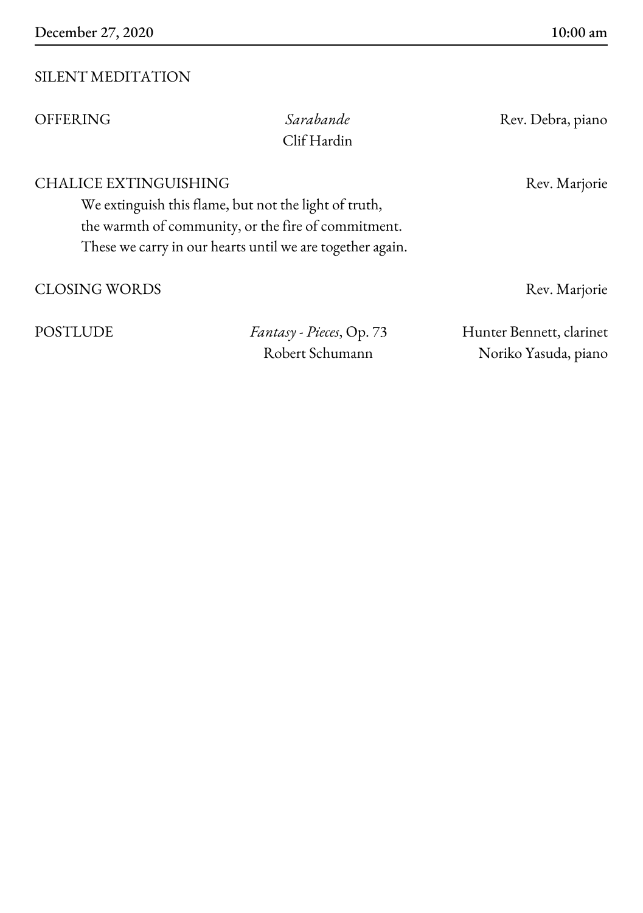SILENT MEDITATION

OFFERING — *Sarabande*, Clif Hardin — Rev. Debra, piano

CHALICE EXTINGUISHING — Rev. Marjorie

We extinguish this flame, but not the light of truth,
the warmth of community, or the fire of commitment.
These we carry in our hearts until we are together again.

CLOSING WORDS — Rev. Marjorie

POSTLUDE — *Fantasy - Pieces*, Op. 73, Robert Schumann — Hunter Bennett, clarinet; Noriko Yasuda, piano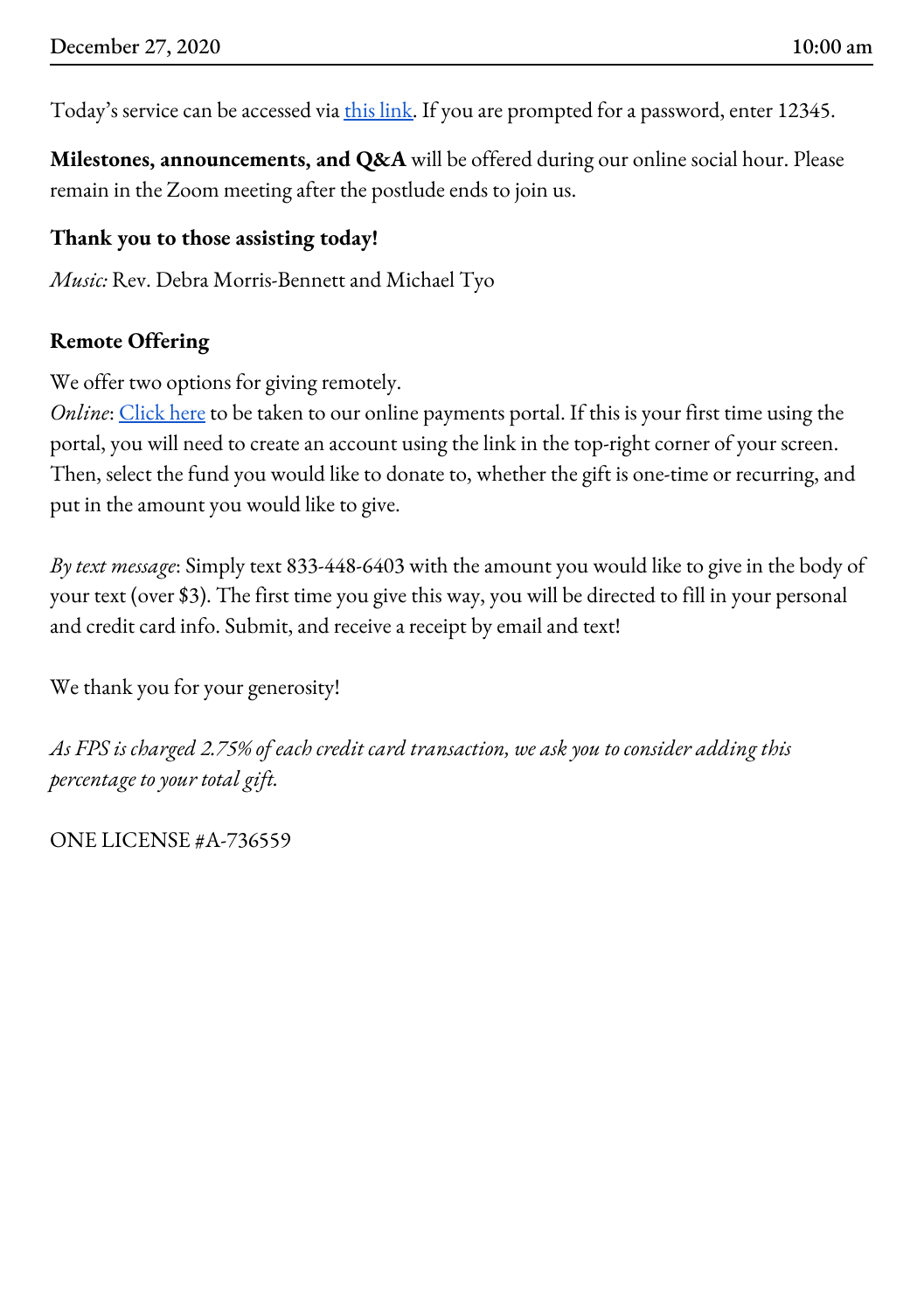**December 27, 2020** **10:00 am**

Today's service can be accessed via this link. If you are prompted for a password, enter 12345.

**Milestones, announcements, and Q&A** will be offered during our online social hour. Please remain in the Zoom meeting after the postlude ends to join us.

**Thank you to those assisting today!**

*Music:* Rev. Debra Morris-Bennett and Michael Tyo

**Remote Offering**

We offer two options for giving remotely.
*Online*: Click here to be taken to our online payments portal. If this is your first time using the portal, you will need to create an account using the link in the top-right corner of your screen. Then, select the fund you would like to donate to, whether the gift is one-time or recurring, and put in the amount you would like to give.

*By text message*: Simply text 833-448-6403 with the amount you would like to give in the body of your text (over $3). The first time you give this way, you will be directed to fill in your personal and credit card info. Submit, and receive a receipt by email and text!

We thank you for your generosity!

*As FPS is charged 2.75% of each credit card transaction, we ask you to consider adding this percentage to your total gift.*

ONE LICENSE #A-736559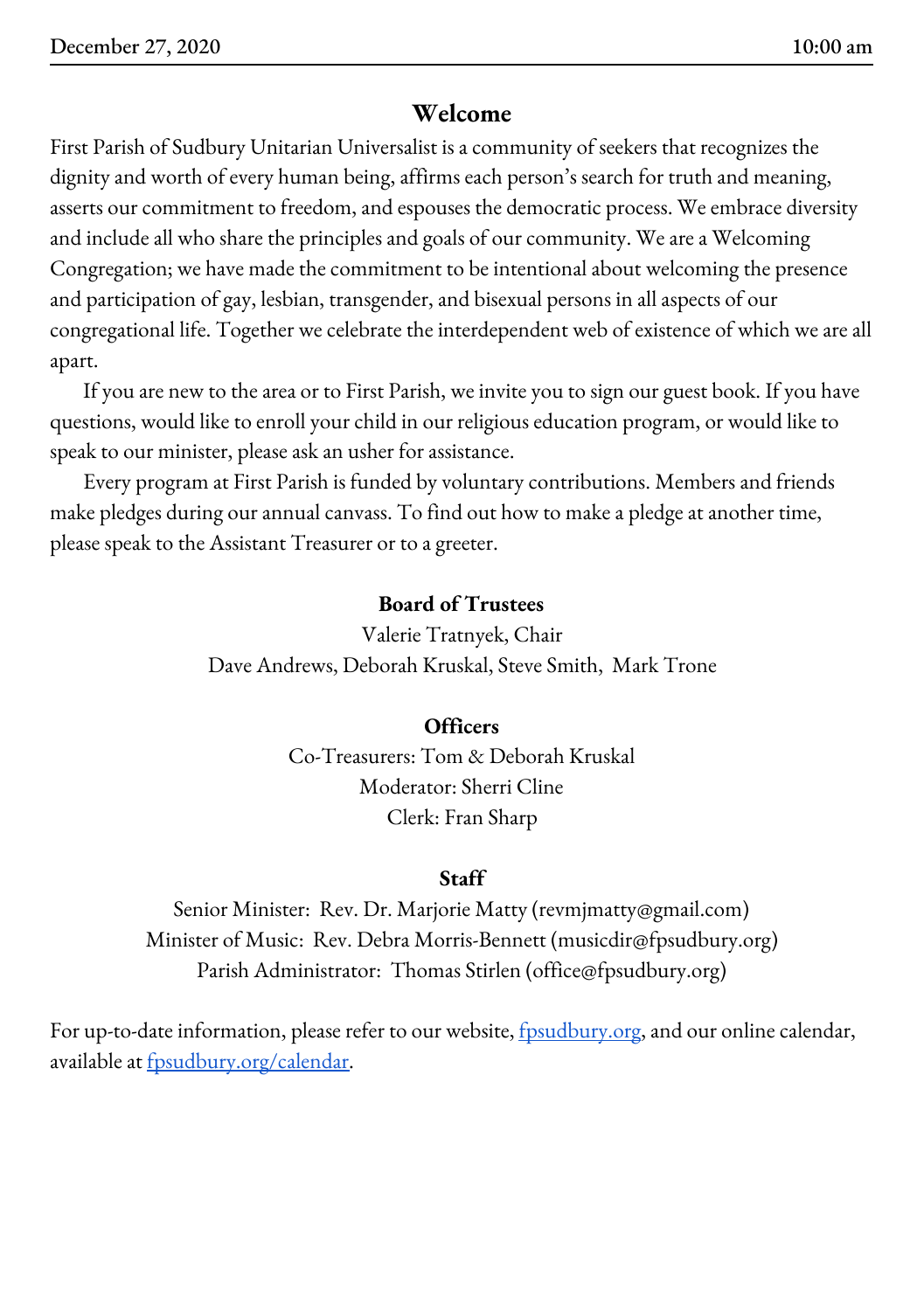**December 27, 2020** **10:00 am**

## Welcome

First Parish of Sudbury Unitarian Universalist is a community of seekers that recognizes the dignity and worth of every human being, affirms each person's search for truth and meaning, asserts our commitment to freedom, and espouses the democratic process. We embrace diversity and include all who share the principles and goals of our community. We are a Welcoming Congregation; we have made the commitment to be intentional about welcoming the presence and participation of gay, lesbian, transgender, and bisexual persons in all aspects of our congregational life. Together we celebrate the interdependent web of existence of which we are all apart.

If you are new to the area or to First Parish, we invite you to sign our guest book. If you have questions, would like to enroll your child in our religious education program, or would like to speak to our minister, please ask an usher for assistance.

Every program at First Parish is funded by voluntary contributions. Members and friends make pledges during our annual canvass. To find out how to make a pledge at another time, please speak to the Assistant Treasurer or to a greeter.

**Board of Trustees**

Valerie Tratnyek, Chair
Dave Andrews, Deborah Kruskal, Steve Smith, Mark Trone

**Officers**

Co-Treasurers: Tom & Deborah Kruskal
Moderator: Sherri Cline
Clerk: Fran Sharp

**Staff**

Senior Minister: Rev. Dr. Marjorie Matty (revmjmatty@gmail.com)
Minister of Music: Rev. Debra Morris-Bennett (musicdir@fpsudbury.org)
Parish Administrator: Thomas Stirlen (office@fpsudbury.org)

For up-to-date information, please refer to our website, [fpsudbury.org](fpsudbury.org), and our online calendar, available at [fpsudbury.org/calendar](fpsudbury.org/calendar).